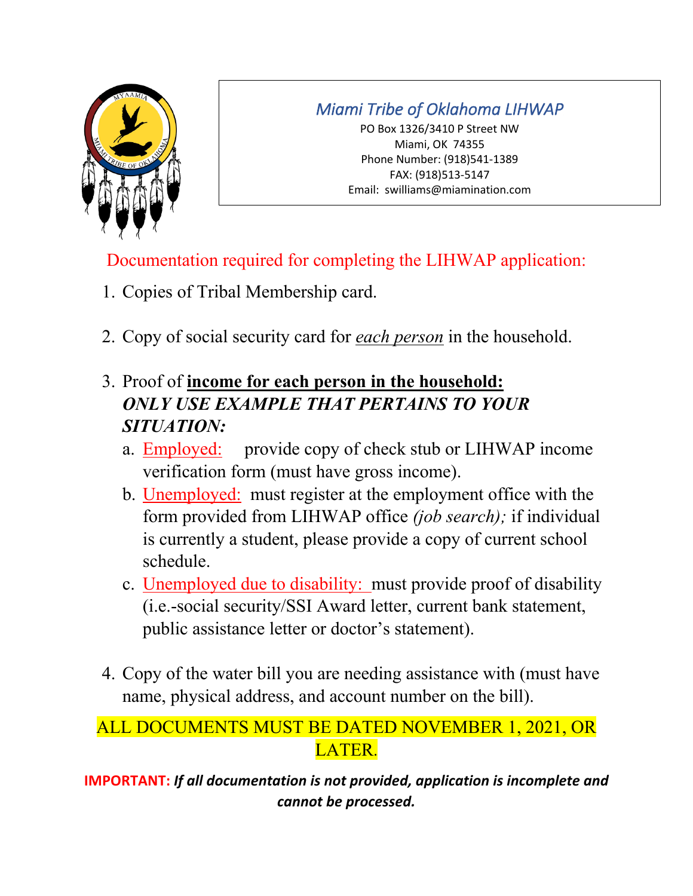**Miami Tribe of Oklahoma LIHWAP**

PO Box 1326/3410 P Street NW
Miami, OK 74355
Phone Number: (918)541-1389
FAX: (918)513-5147
Email: swilliams@miamination.com

## Documentation required for completing the LIHWAP application:

1. Copies of Tribal Membership card.

2. Copy of social security card for *each person* in the household.

3. Proof of **income for each person in the household:**
   ***ONLY USE EXAMPLE THAT PERTAINS TO YOUR SITUATION:***
   a. Employed: provide copy of check stub or LIHWAP income verification form (must have gross income).
   b. Unemployed: must register at the employment office with the form provided from LIHWAP office *(job search);* if individual is currently a student, please provide a copy of current school schedule.
   c. Unemployed due to disability: must provide proof of disability (i.e.-social security/SSI Award letter, current bank statement, public assistance letter or doctor's statement).

4. Copy of the water bill you are needing assistance with (must have name, physical address, and account number on the bill).

ALL DOCUMENTS MUST BE DATED NOVEMBER 1, 2021, OR LATER.

**IMPORTANT:** ***If all documentation is not provided, application is incomplete and cannot be processed.***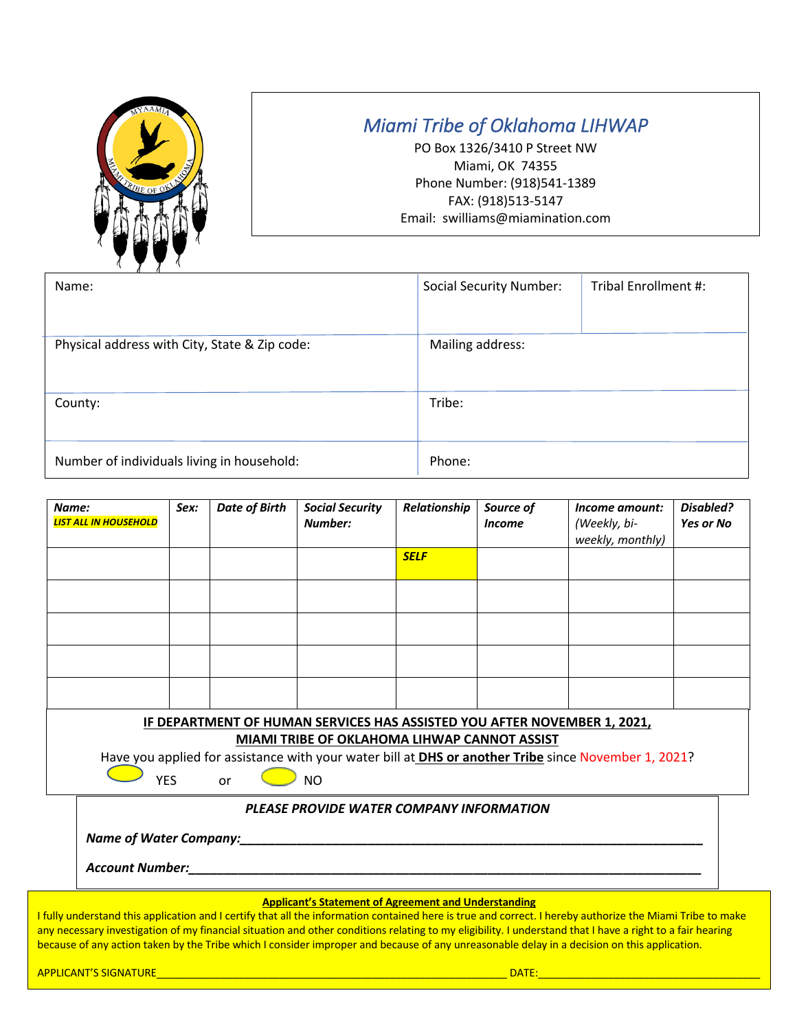# *Miami Tribe of Oklahoma LIHWAP*

PO Box 1326/3410 P Street NW
Miami, OK 74355
Phone Number: (918)541-1389
FAX: (918)513-5147
Email: swilliams@miamination.com

| Name: | Social Security Number: | Tribal Enrollment #: |
|---|---|---|
| Physical address with City, State & Zip code: | Mailing address: | |
| County: | Tribe: | |
| Number of individuals living in household: | Phone: | |

| ***Name:*** ***LIST ALL IN HOUSEHOLD*** | ***Sex:*** | ***Date of Birth*** | ***Social Security Number:*** | ***Relationship*** | ***Source of Income*** | ***Income amount:*** *(Weekly, bi-weekly, monthly)* | ***Disabled? Yes or No*** |
|---|---|---|---|---|---|---|---|
| | | | | ***SELF*** | | | |
| | | | | | | | |
| | | | | | | | |
| | | | | | | | |
| | | | | | | | |

**IF DEPARTMENT OF HUMAN SERVICES HAS ASSISTED YOU AFTER NOVEMBER 1, 2021, MIAMI TRIBE OF OKLAHOMA LIHWAP CANNOT ASSIST**

Have you applied for assistance with your water bill at **DHS or another Tribe** since November 1, 2021?

YES or NO

***PLEASE PROVIDE WATER COMPANY INFORMATION***

***Name of Water Company:***\_\_\_\_\_\_\_\_\_\_\_\_\_\_\_\_\_\_\_\_\_\_\_\_\_\_\_\_\_\_\_\_\_\_\_\_\_\_\_\_\_\_\_\_\_\_\_\_

***Account Number:***\_\_\_\_\_\_\_\_\_\_\_\_\_\_\_\_\_\_\_\_\_\_\_\_\_\_\_\_\_\_\_\_\_\_\_\_\_\_\_\_\_\_\_\_\_\_\_\_\_\_\_\_\_

**Applicant's Statement of Agreement and Understanding**

I fully understand this application and I certify that all the information contained here is true and correct. I hereby authorize the Miami Tribe to make any necessary investigation of my financial situation and other conditions relating to my eligibility. I understand that I have a right to a fair hearing because of any action taken by the Tribe which I consider improper and because of any unreasonable delay in a decision on this application.

APPLICANT'S SIGNATURE\_\_\_\_\_\_\_\_\_\_\_\_\_\_\_\_\_\_\_\_\_\_\_\_\_\_\_\_\_\_\_\_\_\_\_\_\_\_\_\_ DATE:\_\_\_\_\_\_\_\_\_\_\_\_\_\_\_\_\_\_\_\_\_\_\_\_\_\_\_\_\_\_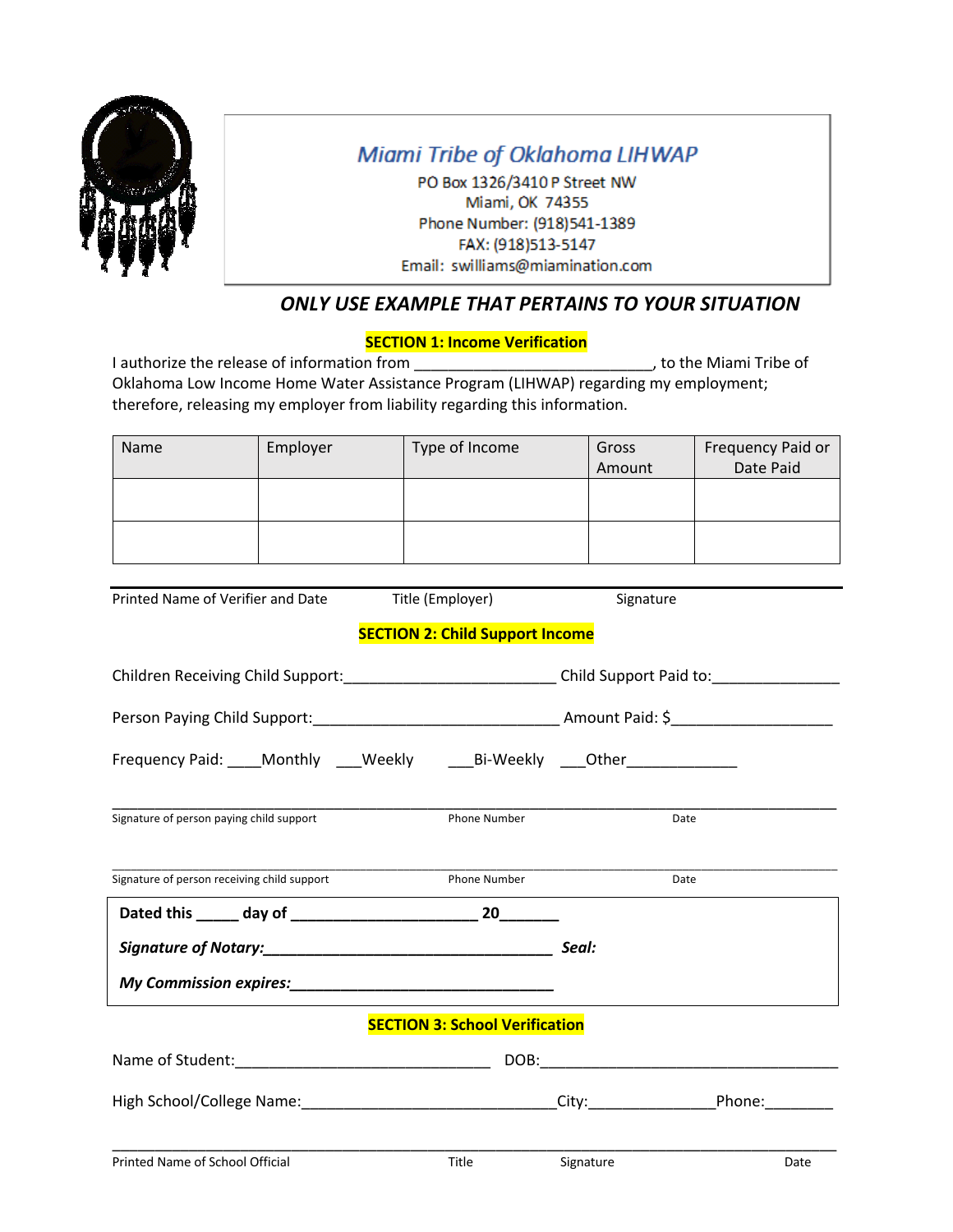Miami Tribe of Oklahoma LIHWAP
PO Box 1326/3410 P Street NW
Miami, OK 74355
Phone Number: (918)541-1389
FAX: (918)513-5147
Email: swilliams@miamination.com

***ONLY USE EXAMPLE THAT PERTAINS TO YOUR SITUATION***

## SECTION 1: Income Verification

I authorize the release of information from ____________________________, to the Miami Tribe of Oklahoma Low Income Home Water Assistance Program (LIHWAP) regarding my employment; therefore, releasing my employer from liability regarding this information.

| Name | Employer | Type of Income | Gross Amount | Frequency Paid or Date Paid |
|---|---|---|---|---|
| | | | | |
| | | | | |

Printed Name of Verifier and Date          Title (Employer)          Signature

## SECTION 2: Child Support Income

Children Receiving Child Support:_________________________ Child Support Paid to:______________

Person Paying Child Support:_____________________________ Amount Paid: $__________________

Frequency Paid: ____Monthly ___Weekly ___Bi-Weekly ___Other_____________

_____________________________________________________________________________
Signature of person paying child support          Phone Number          Date

_____________________________________________________________________________
Signature of person receiving child support          Phone Number          Date

**Dated this _____ day of _____________________ 20_______**

***Signature of Notary:___________________________________ Seal:***

***My Commission expires:________________________________***

## SECTION 3: School Verification

Name of Student:______________________________ DOB:___________________________________

High School/College Name:______________________________City:_______________Phone:________

_____________________________________________________________________________
Printed Name of School Official          Title          Signature          Date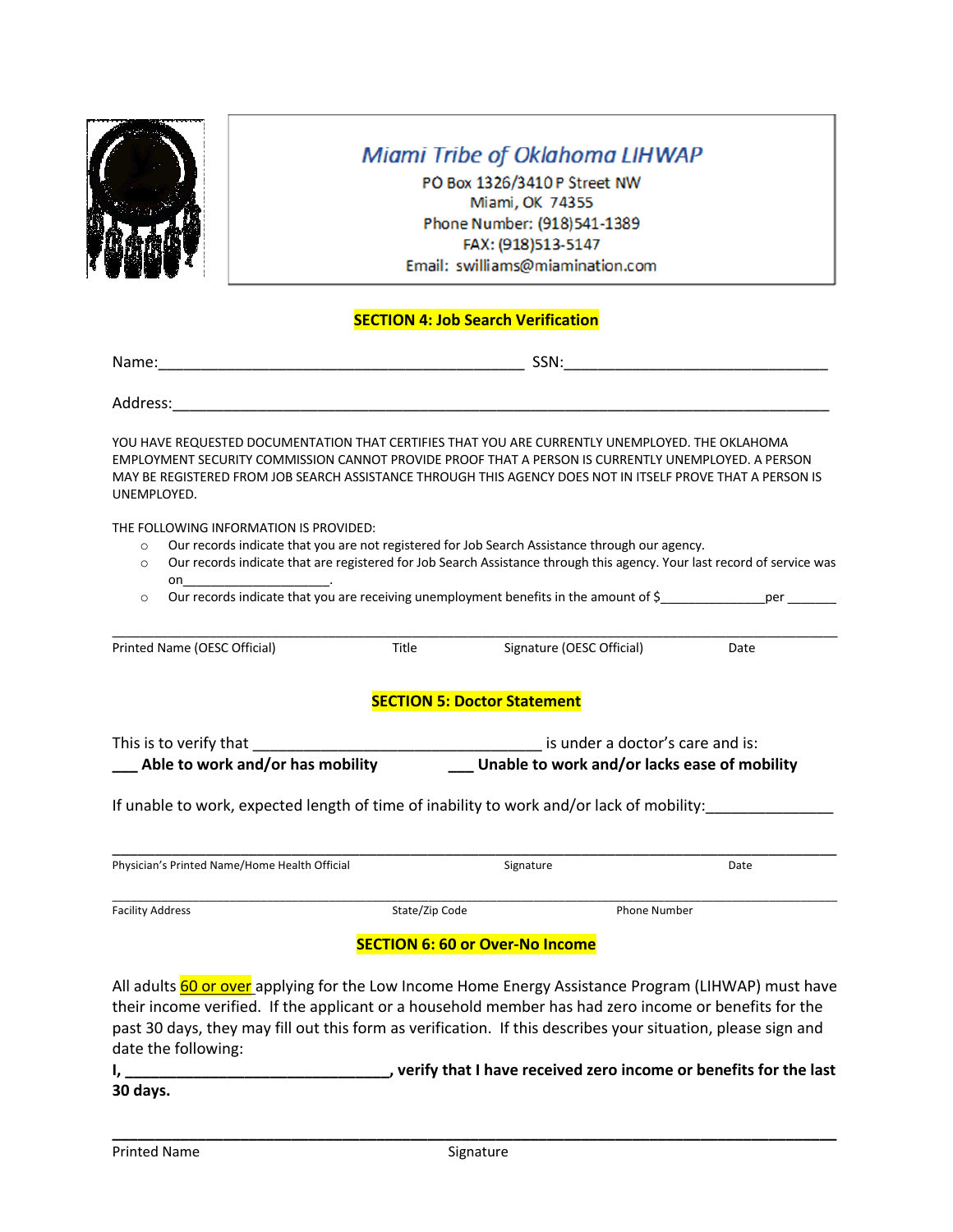**Miami Tribe of Oklahoma LIHWAP**
PO Box 1326/3410 P Street NW
Miami, OK 74355
Phone Number: (918)541-1389
FAX: (918)513-5147
Email: swilliams@miamination.com

## SECTION 4: Job Search Verification

Name:_____________________________________________ SSN:________________________________

Address:_______________________________________________________________________________

YOU HAVE REQUESTED DOCUMENTATION THAT CERTIFIES THAT YOU ARE CURRENTLY UNEMPLOYED. THE OKLAHOMA EMPLOYMENT SECURITY COMMISSION CANNOT PROVIDE PROOF THAT A PERSON IS CURRENTLY UNEMPLOYED. A PERSON MAY BE REGISTERED FROM JOB SEARCH ASSISTANCE THROUGH THIS AGENCY DOES NOT IN ITSELF PROVE THAT A PERSON IS UNEMPLOYED.

THE FOLLOWING INFORMATION IS PROVIDED:

- Our records indicate that you are not registered for Job Search Assistance through our agency.
- Our records indicate that are registered for Job Search Assistance through this agency. Your last record of service was on______________________.
- Our records indicate that you are receiving unemployment benefits in the amount of $______________per _______

___________________________________________________________________________________________

Printed Name (OESC Official) | Title | Signature (OESC Official) | Date

## SECTION 5: Doctor Statement

This is to verify that ___________________________________ is under a doctor's care and is:

**___ Able to work and/or has mobility** **___ Unable to work and/or lacks ease of mobility**

If unable to work, expected length of time of inability to work and/or lack of mobility:_______________

___________________________________________________________________________________________

Physician's Printed Name/Home Health Official | Signature | Date

___________________________________________________________________________________________

Facility Address | State/Zip Code | Phone Number

## SECTION 6: 60 or Over-No Income

All adults 60 or over applying for the Low Income Home Energy Assistance Program (LIHWAP) must have their income verified. If the applicant or a household member has had zero income or benefits for the past 30 days, they may fill out this form as verification. If this describes your situation, please sign and date the following:

**I, ________________________________, verify that I have received zero income or benefits for the last 30 days.**

___________________________________________________________________________________________

Printed Name | Signature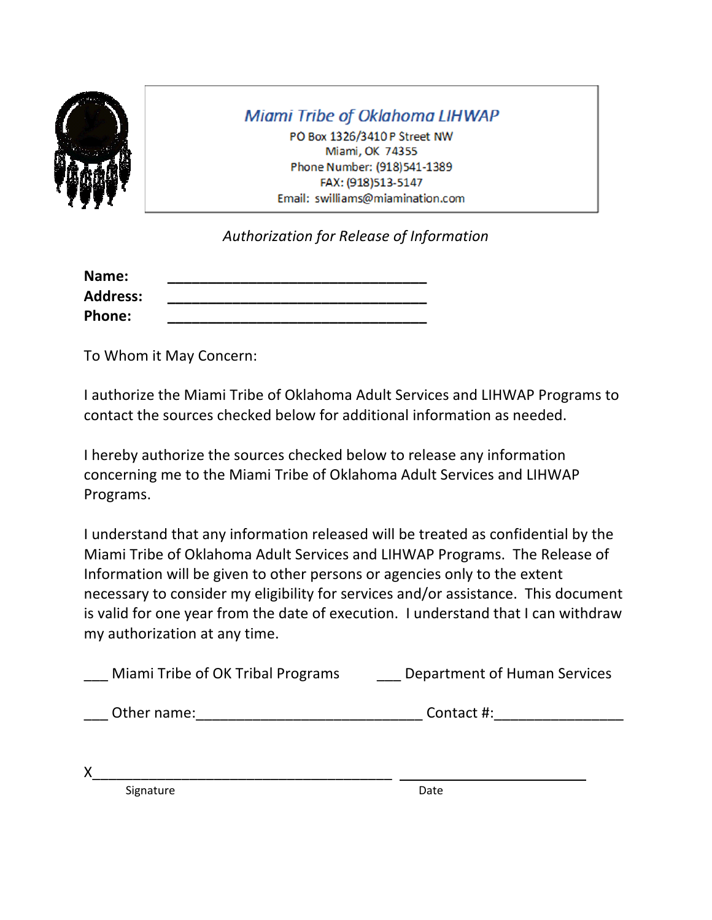**Miami Tribe of Oklahoma LIHWAP**
PO Box 1326/3410 P Street NW
Miami, OK 74355
Phone Number: (918)541-1389
FAX: (918)513-5147
Email: swilliams@miamination.com

*Authorization for Release of Information*

**Name:** _______________________________
**Address:** _______________________________
**Phone:** _______________________________

To Whom it May Concern:

I authorize the Miami Tribe of Oklahoma Adult Services and LIHWAP Programs to contact the sources checked below for additional information as needed.

I hereby authorize the sources checked below to release any information concerning me to the Miami Tribe of Oklahoma Adult Services and LIHWAP Programs.

I understand that any information released will be treated as confidential by the Miami Tribe of Oklahoma Adult Services and LIHWAP Programs. The Release of Information will be given to other persons or agencies only to the extent necessary to consider my eligibility for services and/or assistance. This document is valid for one year from the date of execution. I understand that I can withdraw my authorization at any time.

___ Miami Tribe of OK Tribal Programs ___ Department of Human Services

___ Other name:___________________________ Contact #:_______________

X_____________________________________ ________________________
Signature Date